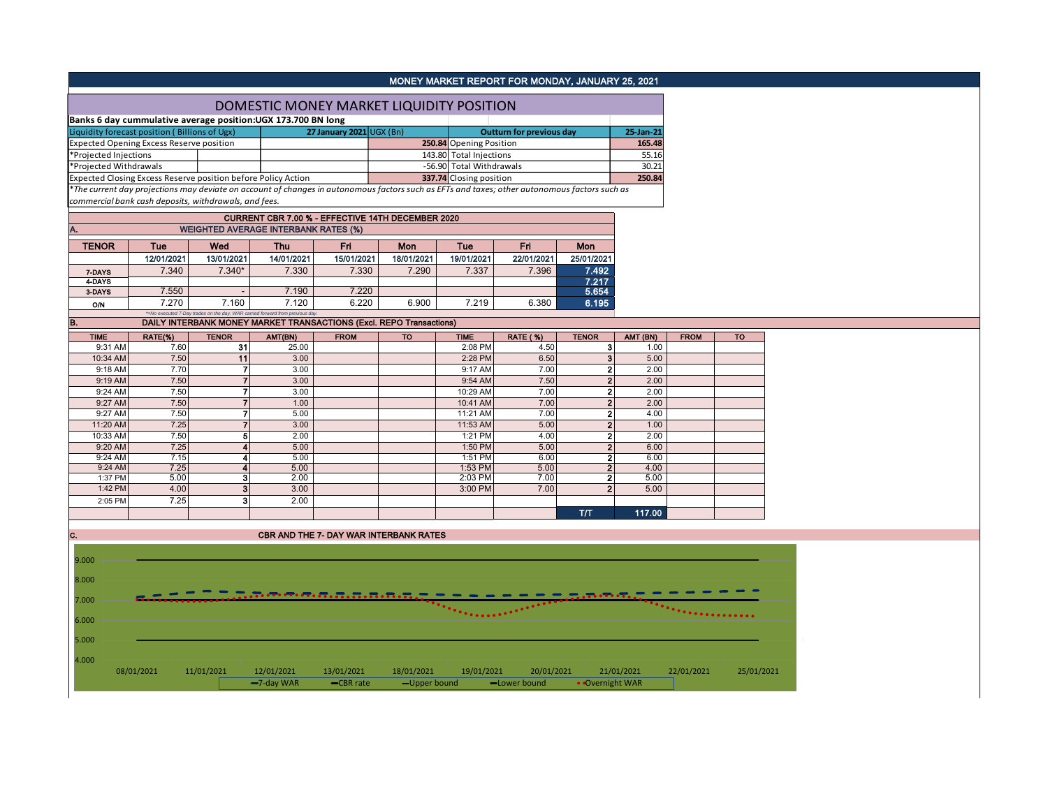# MONEY MARKET REPORT FOR MONDAY, JANUARY 25, 2021

## DOMESTIC MONEY MARKET LIQUIDITY POSITION

**Banks 6 day cummulative average position:UGX 173.700 BN long**

| Liquidity forecast position ( Billions of Ugx) | 27 January 2021 UGX (Bn) | Outturn for previous day | 25-Jan-21 |
|---|---|---|---|
| Expected Opening Excess Reserve position | 250.84 | Opening Position | 165.48 |
| *Projected Injections | 143.80 | Total Injections | 55.16 |
| *Projected Withdrawals | -56.90 | Total Withdrawals | 30.21 |
| Expected Closing Excess Reserve position before Policy Action | 337.74 | Closing position | 250.84 |

*The current day projections may deviate on account of changes in autonomous factors such as EFTs and taxes; other autonomous factors such as commercial bank cash deposits, withdrawals, and fees.

**CURRENT CBR 7.00 % - EFFECTIVE 14TH DECEMBER 2020**

### A. WEIGHTED AVERAGE INTERBANK RATES (%)

| TENOR | Tue | Wed | Thu | Fri | Mon | Tue | Fri | Mon |
|---|---|---|---|---|---|---|---|---|
| | 12/01/2021 | 13/01/2021 | 14/01/2021 | 15/01/2021 | 18/01/2021 | 19/01/2021 | 22/01/2021 | 25/01/2021 |
| 7-DAYS | 7.340 | 7.340* | 7.330 | 7.330 | 7.290 | 7.337 | 7.396 | 7.492 |
| 4-DAYS | | | | | | | | 7.217 |
| 3-DAYS | 7.550 | - | 7.190 | 7.220 | | | | 5.654 |
| O/N | 7.270 | 7.160 | 7.120 | 6.220 | 6.900 | 7.219 | 6.380 | 6.195 |

*=No executed 7-Day trades on the day. WAR carried forward from previous day.

### B. DAILY INTERBANK MONEY MARKET TRANSACTIONS (Excl. REPO Transactions)

| TIME | RATE(%) | TENOR | AMT(BN) | FROM | TO | TIME | RATE ( %) | TENOR | AMT (BN) | FROM | TO |
|---|---|---|---|---|---|---|---|---|---|---|---|
| 9:31 AM | 7.60 | 31 | 25.00 | | | 2:08 PM | 4.50 | 3 | 1.00 | | |
| 10:34 AM | 7.50 | 11 | 3.00 | | | 2:28 PM | 6.50 | 3 | 5.00 | | |
| 9:18 AM | 7.70 | 7 | 3.00 | | | 9:17 AM | 7.00 | 2 | 2.00 | | |
| 9:19 AM | 7.50 | 7 | 3.00 | | | 9:54 AM | 7.50 | 2 | 2.00 | | |
| 9:24 AM | 7.50 | 7 | 3.00 | | | 10:29 AM | 7.00 | 2 | 2.00 | | |
| 9:27 AM | 7.50 | 7 | 1.00 | | | 10:41 AM | 7.00 | 2 | 2.00 | | |
| 9:27 AM | 7.50 | 7 | 5.00 | | | 11:21 AM | 7.00 | 2 | 4.00 | | |
| 11:20 AM | 7.25 | 7 | 3.00 | | | 11:53 AM | 5.00 | 2 | 1.00 | | |
| 10:33 AM | 7.50 | 5 | 2.00 | | | 1:21 PM | 4.00 | 2 | 2.00 | | |
| 9:20 AM | 7.25 | 4 | 5.00 | | | 1:50 PM | 5.00 | 2 | 6.00 | | |
| 9:24 AM | 7.15 | 4 | 5.00 | | | 1:51 PM | 6.00 | 2 | 6.00 | | |
| 9:24 AM | 7.25 | 4 | 5.00 | | | 1:53 PM | 5.00 | 2 | 4.00 | | |
| 1:37 PM | 5.00 | 3 | 2.00 | | | 2:03 PM | 7.00 | 2 | 5.00 | | |
| 1:42 PM | 4.00 | 3 | 3.00 | | | 3:00 PM | 7.00 | 2 | 5.00 | | |
| 2:05 PM | 7.25 | 3 | 2.00 | | | | | | | | |
| | | | | | | | | T/T | 117.00 | | |

### C. CBR AND THE 7- DAY WAR INTERBANK RATES

9.000
8.000
7.000
6.000
5.000
4.000

08/01/2021 11/01/2021 12/01/2021 13/01/2021 18/01/2021 19/01/2021 20/01/2021 21/01/2021 22/01/2021 25/01/2021

7-day WAR, CBR rate, Upper bound, Lower bound, Overnight WAR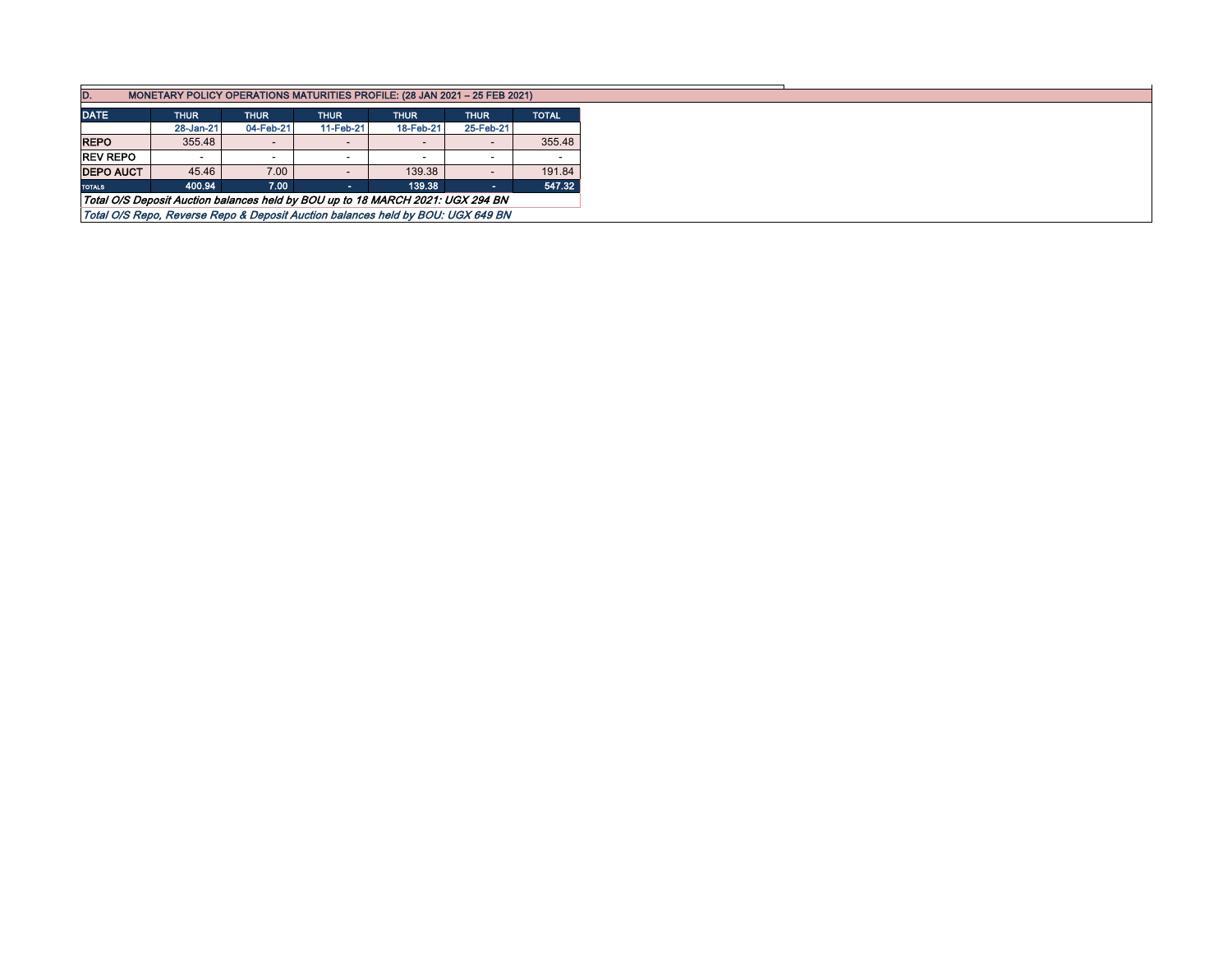## D. MONETARY POLICY OPERATIONS MATURITIES PROFILE: (28 JAN 2021 – 25 FEB 2021)

| DATE | THUR | THUR | THUR | THUR | THUR | TOTAL |
|---|---|---|---|---|---|---|
| | 28-Jan-21 | 04-Feb-21 | 11-Feb-21 | 18-Feb-21 | 25-Feb-21 | |
| REPO | 355.48 | - | - | - | - | 355.48 |
| REV REPO | - | - | - | - | - | - |
| DEPO AUCT | 45.46 | 7.00 | - | 139.38 | - | 191.84 |
| TOTALS | 400.94 | 7.00 | - | 139.38 | - | 547.32 |

*Total O/S Deposit Auction balances held by BOU up to 18 MARCH 2021: UGX 294 BN*

*Total O/S Repo, Reverse Repo & Deposit Auction balances held by BOU: UGX 649 BN*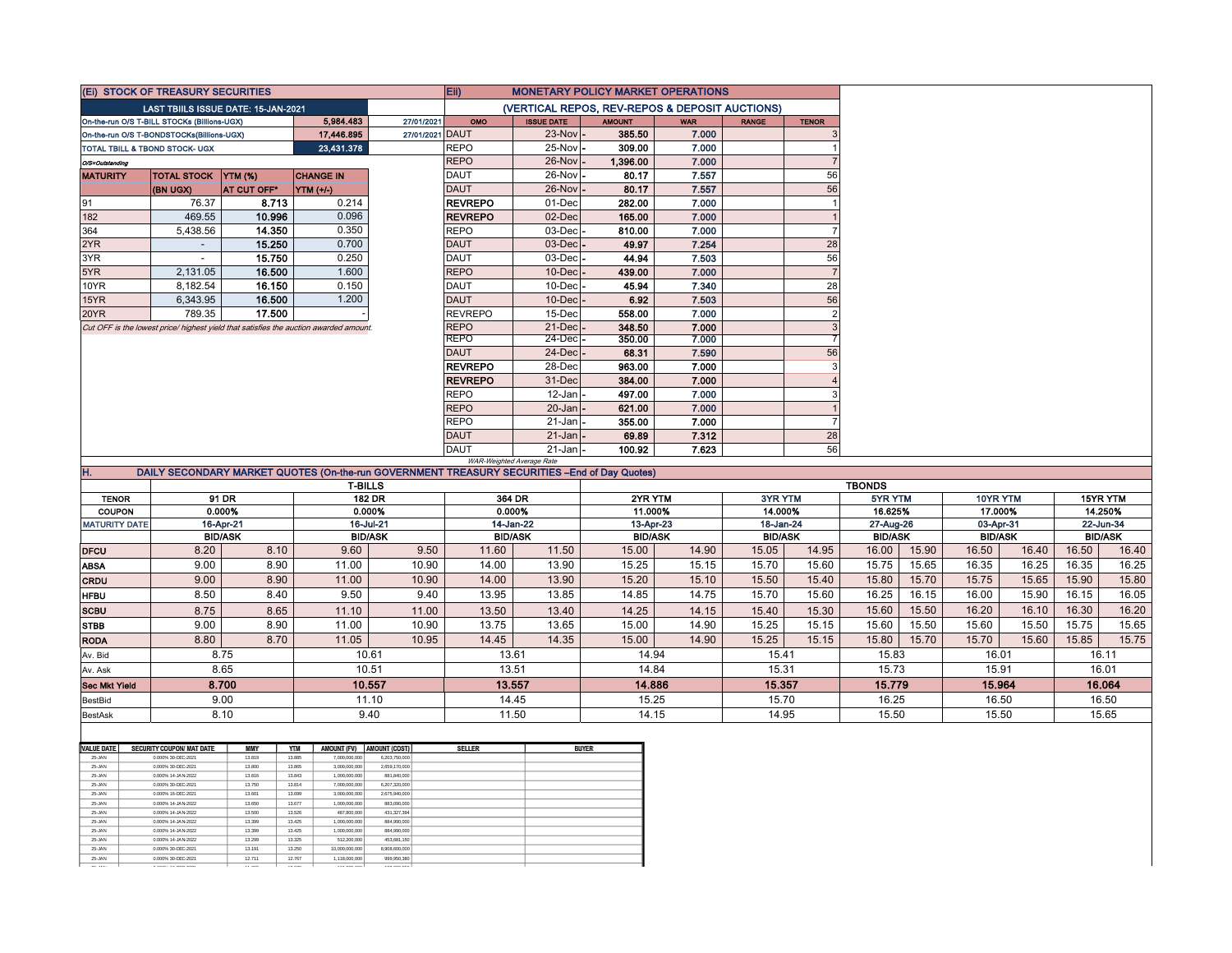## (Ei) STOCK OF TREASURY SECURITIES

| LAST TBIILS ISSUE DATE: 15-JAN-2021 | | |
|---|---|---|
| On-the-run O/S T-BILL STOCKs (Billions-UGX) | 5,984.483 | 27/01/2021 |
| On-the-run O/S T-BONDSTOCKs(Billions-UGX) | 17,446.895 | 27/01/2021 |
| TOTAL TBILL & TBOND STOCK- UGX | 23,431.378 | |

O/S=Outstanding

| MATURITY | TOTAL STOCK (BN UGX) | YTM (%) AT CUT OFF* | CHANGE IN YTM (+/-) |
|---|---|---|---|
| 91 | 76.37 | 8.713 | 0.214 |
| 182 | 469.55 | 10.996 | 0.096 |
| 364 | 5,438.56 | 14.350 | 0.350 |
| 2YR | - | 15.250 | 0.700 |
| 3YR | - | 15.750 | 0.250 |
| 5YR | 2,131.05 | 16.500 | 1.600 |
| 10YR | 8,182.54 | 16.150 | 0.150 |
| 15YR | 6,343.95 | 16.500 | 1.200 |
| 20YR | 789.35 | 17.500 | - |

*Cut OFF is the lowest price/ highest yield that satisfies the auction awarded amount.*

## Eii) MONETARY POLICY MARKET OPERATIONS

### (VERTICAL REPOS, REV-REPOS & DEPOSIT AUCTIONS)

| OMO | ISSUE DATE | AMOUNT | WAR | RANGE | TENOR |
|---|---|---|---|---|---|
| DAUT | 23-Nov - | 385.50 | 7.000 | | 3 |
| REPO | 25-Nov - | 309.00 | 7.000 | | 1 |
| REPO | 26-Nov - | 1,396.00 | 7.000 | | 7 |
| DAUT | 26-Nov - | 80.17 | 7.557 | | 56 |
| DAUT | 26-Nov - | 80.17 | 7.557 | | 56 |
| REVREPO | 01-Dec | 282.00 | 7.000 | | 1 |
| REVREPO | 02-Dec | 165.00 | 7.000 | | 1 |
| REPO | 03-Dec - | 810.00 | 7.000 | | 7 |
| DAUT | 03-Dec - | 49.97 | 7.254 | | 28 |
| DAUT | 03-Dec - | 44.94 | 7.503 | | 56 |
| REPO | 10-Dec - | 439.00 | 7.000 | | 7 |
| DAUT | 10-Dec - | 45.94 | 7.340 | | 28 |
| DAUT | 10-Dec - | 6.92 | 7.503 | | 56 |
| REVREPO | 15-Dec | 558.00 | 7.000 | | 2 |
| REPO | 21-Dec - | 348.50 | 7.000 | | 3 |
| REPO | 24-Dec - | 350.00 | 7.000 | | 7 |
| DAUT | 24-Dec - | 68.31 | 7.590 | | 56 |
| REVREPO | 28-Dec | 963.00 | 7.000 | | 3 |
| REVREPO | 31-Dec | 384.00 | 7.000 | | 4 |
| REPO | 12-Jan - | 497.00 | 7.000 | | 3 |
| REPO | 20-Jan - | 621.00 | 7.000 | | 1 |
| REPO | 21-Jan - | 355.00 | 7.000 | | 7 |
| DAUT | 21-Jan - | 69.89 | 7.312 | | 28 |
| DAUT | 21-Jan - | 100.92 | 7.623 | | 56 |

WAR-Weighted Average Rate

## H. DAILY SECONDARY MARKET QUOTES (On-the-run GOVERNMENT TREASURY SECURITIES –End of Day Quotes)

| | T-BILLS | | | | | | TBONDS | | | | | | | | | |
|---|---|---|---|---|---|---|---|---|---|---|---|---|---|---|---|---|
| TENOR | 91 DR | | 182 DR | | 364 DR | | 2YR YTM | | 3YR YTM | | 5YR YTM | | 10YR YTM | | 15YR YTM | |
| COUPON | 0.000% | | 0.000% | | 0.000% | | 11.000% | | 14.000% | | 16.625% | | 17.000% | | 14.250% | |
| MATURITY DATE | 16-Apr-21 | | 16-Jul-21 | | 14-Jan-22 | | 13-Apr-23 | | 18-Jan-24 | | 27-Aug-26 | | 03-Apr-31 | | 22-Jun-34 | |
| | BID/ASK | | BID/ASK | | BID/ASK | | BID/ASK | | BID/ASK | | BID/ASK | | BID/ASK | | BID/ASK | |
| DFCU | 8.20 | 8.10 | 9.60 | 9.50 | 11.60 | 11.50 | 15.00 | 14.90 | 15.05 | 14.95 | 16.00 | 15.90 | 16.50 | 16.40 | 16.50 | 16.40 |
| ABSA | 9.00 | 8.90 | 11.00 | 10.90 | 14.00 | 13.90 | 15.25 | 15.15 | 15.70 | 15.60 | 15.75 | 15.65 | 16.35 | 16.25 | 16.35 | 16.25 |
| CRDU | 9.00 | 8.90 | 11.00 | 10.90 | 14.00 | 13.90 | 15.20 | 15.10 | 15.50 | 15.40 | 15.80 | 15.70 | 15.75 | 15.65 | 15.90 | 15.80 |
| HFBU | 8.50 | 8.40 | 9.50 | 9.40 | 13.95 | 13.85 | 14.85 | 14.75 | 15.70 | 15.60 | 16.25 | 16.15 | 16.00 | 15.90 | 16.15 | 16.05 |
| SCBU | 8.75 | 8.65 | 11.10 | 11.00 | 13.50 | 13.40 | 14.25 | 14.15 | 15.40 | 15.30 | 15.60 | 15.50 | 16.20 | 16.10 | 16.30 | 16.20 |
| STBB | 9.00 | 8.90 | 11.00 | 10.90 | 13.75 | 13.65 | 15.00 | 14.90 | 15.25 | 15.15 | 15.60 | 15.50 | 15.60 | 15.50 | 15.75 | 15.65 |
| RODA | 8.80 | 8.70 | 11.05 | 10.95 | 14.45 | 14.35 | 15.00 | 14.90 | 15.25 | 15.15 | 15.80 | 15.70 | 15.70 | 15.60 | 15.85 | 15.75 |
| Av. Bid | 8.75 | | 10.61 | | 13.61 | | 14.94 | | 15.41 | | 15.83 | | 16.01 | | 16.11 | |
| Av. Ask | 8.65 | | 10.51 | | 13.51 | | 14.84 | | 15.31 | | 15.73 | | 15.91 | | 16.01 | |
| Sec Mkt Yield | 8.700 | | 10.557 | | 13.557 | | 14.886 | | 15.357 | | 15.779 | | 15.964 | | 16.064 | |
| BestBid | 9.00 | | 11.10 | | 14.45 | | 15.25 | | 15.70 | | 16.25 | | 16.50 | | 16.50 | |
| BestAsk | 8.10 | | 9.40 | | 11.50 | | 14.15 | | 14.95 | | 15.50 | | 15.50 | | 15.65 | |

| VALUE DATE | SECURITY COUPON/ MAT DATE | MMY | YTM | AMOUNT (FV) | AMOUNT (COST) | SELLER | BUYER |
|---|---|---|---|---|---|---|---|
| 25-JAN | 0.000% 30-DEC-2021 | 13.819 | 13.885 | 7,000,000,000 | 6,203,750,000 | | |
| 25-JAN | 0.000% 30-DEC-2021 | 13.800 | 13.865 | 3,000,000,000 | 2,659,170,000 | | |
| 25-JAN | 0.000% 14-JAN-2022 | 13.816 | 13.843 | 1,000,000,000 | 881,840,000 | | |
| 25-JAN | 0.000% 30-DEC-2021 | 13.750 | 13.814 | 7,000,000,000 | 6,207,320,000 | | |
| 25-JAN | 0.000% 16-DEC-2021 | 13.601 | 13.699 | 3,000,000,000 | 2,675,940,000 | | |
| 25-JAN | 0.000% 14-JAN-2022 | 13.650 | 13.677 | 1,000,000,000 | 883,090,000 | | |
| 25-JAN | 0.000% 14-JAN-2022 | 13.500 | 13.526 | 487,800,000 | 431,327,394 | | |
| 25-JAN | 0.000% 14-JAN-2022 | 13.399 | 13.425 | 1,000,000,000 | 884,990,000 | | |
| 25-JAN | 0.000% 14-JAN-2022 | 13.399 | 13.425 | 1,000,000,000 | 884,990,000 | | |
| 25-JAN | 0.000% 14-JAN-2022 | 13.299 | 13.325 | 512,200,000 | 453,681,150 | | |
| 25-JAN | 0.000% 30-DEC-2021 | 13.191 | 13.250 | 10,000,000,000 | 8,908,600,000 | | |
| 25-JAN | 0.000% 30-DEC-2021 | 12.711 | 12.767 | 1,118,000,000 | 999,950,380 | | |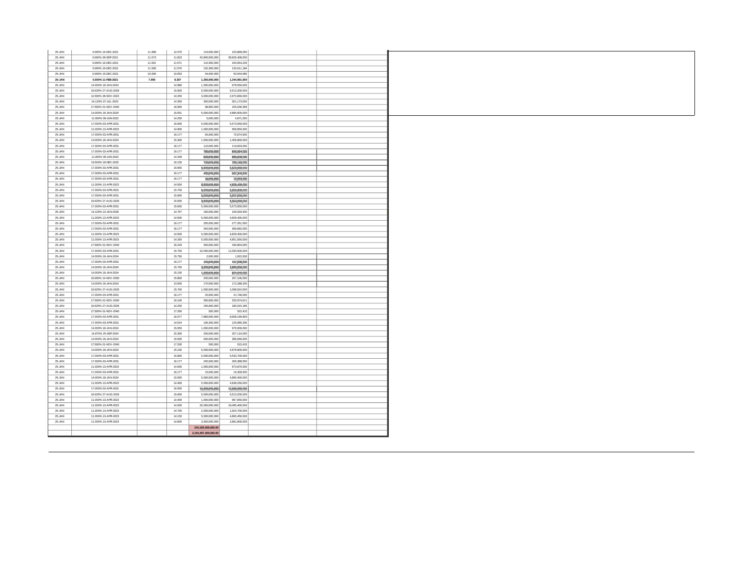| | | | | | | | |
|---|---|---|---|---|---|---|---|
| 25-JAN | 0.000% 16-DEC-2021 | 11.999 | 12.076 | 115,000,000 | 103,899,050 | | |
| 25-JAN | 0.000% 09-SEP-2021 | 11.573 | 11.623 | 42,800,000,000 | 39,926,408,000 | | |
| 25-JAN | 0.000% 16-DEC-2021 | 11.501 | 11.571 | 110,300,000 | 100,054,233 | | |
| 25-JAN | 0.000% 16-DEC-2021 | 11.500 | 11.570 | 132,300,000 | 120,011,184 | | |
| 25-JAN | 0.000% 16-DEC-2021 | 10.000 | 10.053 | 54,500,000 | 50,044,080 | | |
| **25-JAN** | **0.000% 11-FEB-2021** | **7.995** | **8.307** | **1,350,000,000** | **1,344,991,500** | | |
| 25-JAN | 14.000% 18-JAN-2024 | | 14.980 | 1,000,000,000 | 978,550,000 | | |
| 25-JAN | 16.625% 27-AUG-2026 | | 15.600 | 5,000,000,000 | 5,513,200,000 | | |
| 25-JAN | 12.500% 28-NOV-2022 | | 14.250 | 3,000,000,000 | 2,973,660,000 | | |
| 25-JAN | 14.125% 07-JUL-2022 | | 14.350 | 300,000,000 | 301,173,000 | | |
| 25-JAN | 17.500% 01-NOV-2040 | | 16.900 | 98,900,000 | 105,046,359 | | |
| 25-JAN | 14.000% 18-JAN-2024 | | 15.051 | 5,000,000,000 | 4,884,600,000 | | |
| 25-JAN | 11.000% 09-JUN-2022 | | 14.250 | 5,000,000 | 4,871,250 | | |
| 25-JAN | 17.000% 03-APR-2031 | | 15.650 | 5,000,000,000 | 5,573,050,000 | | |
| 25-JAN | 11.000% 13-APR-2023 | | 14.900 | 1,000,000,000 | 958,850,000 | | |
| 25-JAN | 17.000% 03-APR-2031 | | 16.177 | 65,000,000 | 70,674,500 | | |
| 25-JAN | 14.000% 18-JAN-2024 | | 15.300 | 1,500,000,000 | 1,456,800,000 | | |
| 25-JAN | 17.000% 03-APR-2031 | | 16.177 | 110,000,000 | 119,603,000 | | |
| 25-JAN | 17.000% 03-APR-2031 | | 16.177 | 780,000,000 | 848,094,000 | | |
| 25-JAN | 11.000% 09-JUN-2022 | | 14.349 | 600,000,000 | 583,878,000 | | |
| 25-JAN | 19.500% 18-DEC-2025 | | 16.150 | 700,000,000 | 769,418,000 | | |
| 25-JAN | 17.000% 03-APR-2031 | | 15.650 | 5,000,000,000 | 5,573,050,000 | | |
| 25-JAN | 17.000% 03-APR-2031 | | 16.177 | 485,000,000 | 527,340,500 | | |
| 25-JAN | 17.000% 03-APR-2031 | | 16.177 | 10,000,000 | 10,873,000 | | |
| 25-JAN | 11.000% 13-APR-2023 | | 14.500 | 5,000,000,000 | 4,829,400,000 | | |
| 25-JAN | 17.000% 03-APR-2031 | | 15.700 | 5,000,000,000 | 5,559,900,000 | | |
| 25-JAN | 17.000% 03-APR-2031 | | 15.900 | 5,000,000,000 | 5,507,650,000 | | |
| 25-JAN | 16.625% 27-AUG-2026 | | 15.550 | 3,000,000,000 | 3,313,500,000 | | |
| 25-JAN | 17.000% 03-APR-2031 | | 15.650 | 5,000,000,000 | 5,573,050,000 | | |
| 25-JAN | 14.125% 13-JAN-2026 | | 14.757 | 160,000,000 | 155,918,400 | | |
| 25-JAN | 11.000% 13-APR-2023 | | 14.500 | 5,000,000,000 | 4,829,400,000 | | |
| 25-JAN | 17.000% 03-APR-2031 | | 16.177 | 255,000,000 | 277,261,500 | | |
| 25-JAN | 17.000% 03-APR-2031 | | 16.177 | 340,000,000 | 369,682,000 | | |
| 25-JAN | 11.000% 13-APR-2023 | | 14.500 | 5,000,000,000 | 4,829,400,000 | | |
| 25-JAN | 11.000% 13-APR-2023 | | 14.250 | 5,000,000,000 | 4,851,550,000 | | |
| 25-JAN | 17.500% 01-NOV-2040 | | 16.243 | 400,000,000 | 440,804,000 | | |
| 25-JAN | 17.000% 03-APR-2031 | | 15.750 | 10,000,000,000 | 11,093,500,000 | | |
| 25-JAN | 14.000% 18-JAN-2024 | | 15.750 | 2,000,000 | 1,922,000 | | |
| 25-JAN | 17.000% 03-APR-2031 | | 16.177 | 145,000,000 | 157,658,500 | | |
| 25-JAN | 14.000% 18-JAN-2024 | | 15.750 | 3,000,000,000 | 2,883,000,000 | | |
| 25-JAN | 14.000% 18-JAN-2024 | | 15.150 | 1,000,000,000 | 974,640,000 | | |
| 25-JAN | 16.000% 14-NOV-2030 | | 15.800 | 200,000,000 | 207,106,000 | | |
| 25-JAN | 14.000% 18-JAN-2024 | | 13.500 | 170,000,000 | 172,288,200 | | |
| 25-JAN | 16.625% 27-AUG-2026 | | 15.700 | 1,000,000,000 | 1,098,910,000 | | |
| 25-JAN | 17.000% 03-APR-2031 | | 16.177 | 20,000,000 | 21,746,000 | | |
| 25-JAN | 17.500% 01-NOV-2040 | | 16.100 | 300,600,000 | 333,974,611 | | |
| 25-JAN | 16.625% 27-AUG-2026 | | 14.200 | 155,600,000 | 180,015,196 | | |
| 25-JAN | 17.500% 01-NOV-2040 | | 17.200 | 500,000 | 522,415 | | |
| 25-JAN | 17.000% 03-APR-2031 | | 16.077 | 7,880,000,000 | 8,609,190,800 | | |
| 25-JAN | 17.000% 03-APR-2031 | | 14.524 | 106,300,000 | 125,085,336 | | |
| 25-JAN | 14.000% 18-JAN-2024 | | 15.050 | 1,000,000,000 | 976,930,000 | | |
| 25-JAN | 14.875% 25-SEP-2024 | | 15.300 | 200,000,000 | 207,110,000 | | |
| 25-JAN | 14.000% 18-JAN-2024 | | 15.500 | 400,000,000 | 386,660,000 | | |
| 25-JAN | 17.500% 01-NOV-2040 | | 17.200 | 500,000 | 522,415 | | |
| 25-JAN | 14.000% 18-JAN-2024 | | 15.100 | 5,000,000,000 | 4,878,900,000 | | |
| 25-JAN | 17.000% 03-APR-2031 | | 15.800 | 5,000,000,000 | 5,533,700,000 | | |
| 25-JAN | 17.000% 03-APR-2031 | | 16.177 | 245,000,000 | 266,388,500 | | |
| 25-JAN | 11.000% 13-APR-2023 | | 14.050 | 1,000,000,000 | 973,870,000 | | |
| 25-JAN | 17.000% 03-APR-2031 | | 16.177 | 15,000,000 | 16,309,500 | | |
| 25-JAN | 14.000% 18-JAN-2024 | | 15.000 | 5,000,000,000 | 4,890,400,000 | | |
| 25-JAN | 11.000% 13-APR-2023 | | 14.400 | 5,000,000,000 | 4,838,250,000 | | |
| 25-JAN | 17.000% 03-APR-2031 | | 16.050 | 10,000,000,000 | 10,938,000,000 | | |
| 25-JAN | 16.625% 27-AUG-2026 | | 15.600 | 5,000,000,000 | 5,513,200,000 | | |
| 25-JAN | 11.000% 13-APR-2023 | | 14.400 | 1,000,000,000 | 967,650,000 | | |
| 25-JAN | 11.000% 13-APR-2023 | | 14.000 | 20,000,000,000 | 19,495,400,000 | | |
| 25-JAN | 11.000% 13-APR-2023 | | 14.700 | 2,000,000,000 | 1,924,700,000 | | |
| 25-JAN | 11.000% 13-APR-2023 | | 14.150 | 5,000,000,000 | 4,860,450,000 | | |
| 25-JAN | 11.000% 13-APR-2023 | | 14.800 | 3,000,000,000 | 2,881,800,000 | | |
| | | | | 242,329,500,000.00 | | | |
| | | | | 2,104,497,400,000.00 | | | |